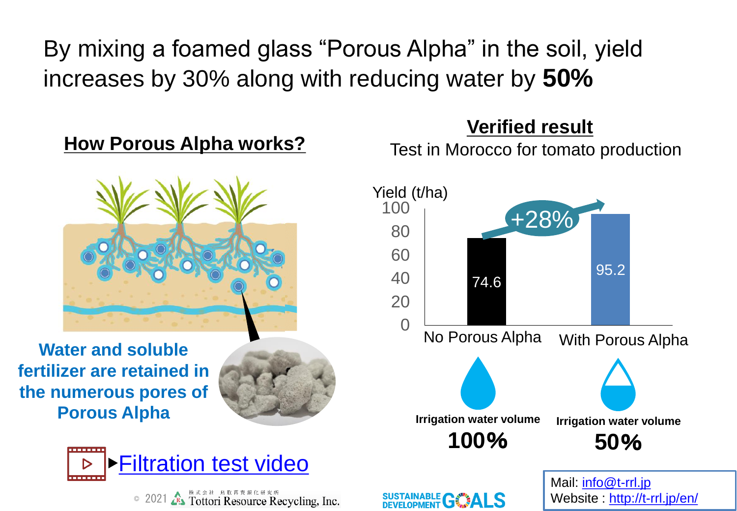# By mixing a foamed glass "Porous Alpha" in the soil, yield increases by 30% along with reducing water by **50%**

## How Porous Alpha works?

**Water and soluble fertilizer are retained in the numerous pores of Porous Alpha**

▶[Filtration test video]

## Verified result

Test in Morocco for tomato production

Yield (t/ha)

| | No Porous Alpha | With Porous Alpha |
|---|---|---|
| Yield (t/ha) | 74.6 | 95.2 |
| Irrigation water volume | **100%** | **50%** |

+28%

© 2021 株式会社 鳥取再資源化研究所 Tottori Resource Recycling, Inc.

SUSTAINABLE DEVELOPMENT GOALS

Mail: info@t-rrl.jp
Website : http://t-rrl.jp/en/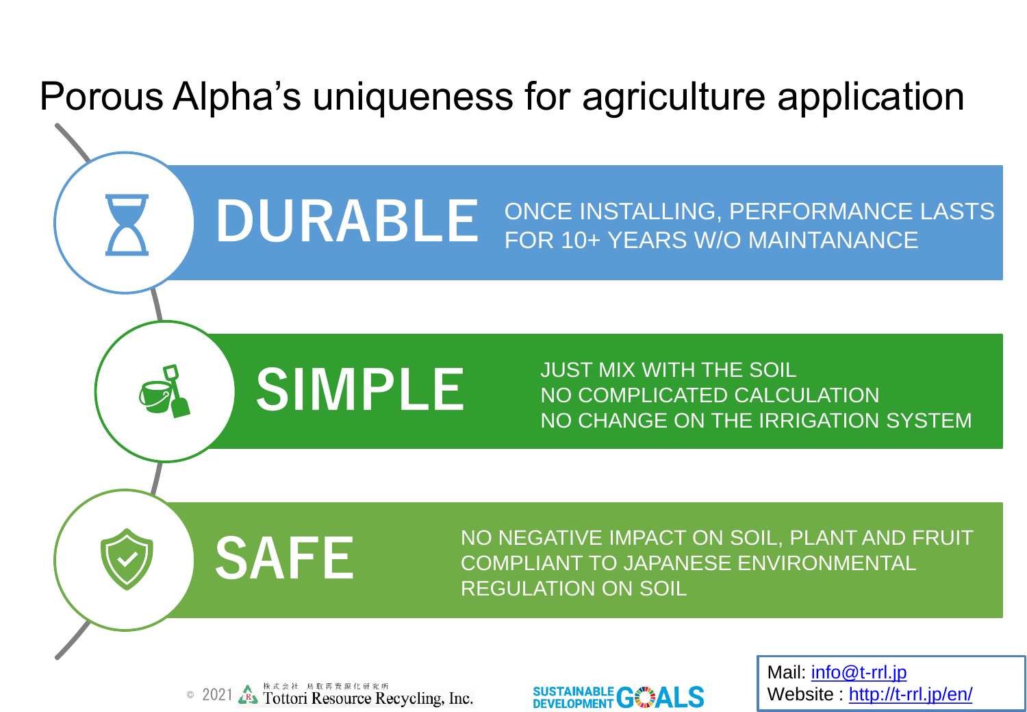# Porous Alpha's uniqueness for agriculture application

## DURABLE

ONCE INSTALLING, PERFORMANCE LASTS FOR 10+ YEARS W/O MAINTANANCE

## SIMPLE

JUST MIX WITH THE SOIL
NO COMPLICATED CALCULATION
NO CHANGE ON THE IRRIGATION SYSTEM

## SAFE

NO NEGATIVE IMPACT ON SOIL, PLANT AND FRUIT
COMPLIANT TO JAPANESE ENVIRONMENTAL REGULATION ON SOIL

© 2021 株式会社 鳥取再資源化研究所 Tottori Resource Recycling, Inc.

SUSTAINABLE DEVELOPMENT GOALS

Mail: info@t-rrl.jp
Website : http://t-rrl.jp/en/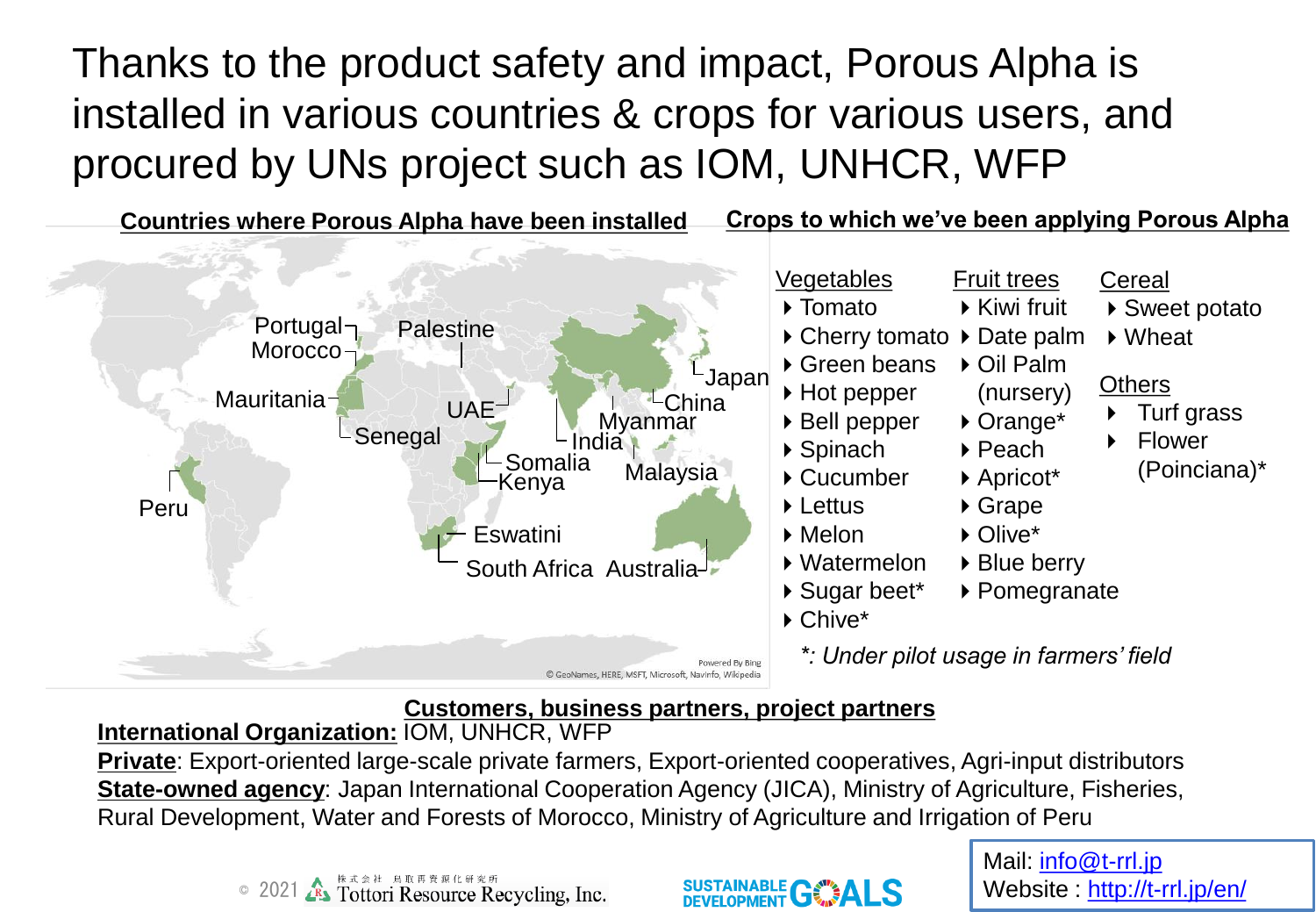# Thanks to the product safety and impact, Porous Alpha is installed in various countries & crops for various users, and procured by UNs project such as IOM, UNHCR, WFP

**Countries where Porous Alpha have been installed**

Portugal
Morocco
Mauritania
Senegal
Palestine
UAE
Somalia
Kenya
India
Myanmar
China
Japan
Malaysia
Peru
Eswatini
South Africa
Australia

Powered By Bing
© GeoNames, HERE, MSFT, Microsoft, NavInfo, Wikipedia

**Crops to which we've been applying Porous Alpha**

Vegetables
- Tomato
- Cherry tomato
- Green beans
- Hot pepper
- Bell pepper
- Spinach
- Cucumber
- Lettus
- Melon
- Watermelon
- Sugar beet*
- Chive*

Fruit trees
- Kiwi fruit
- Date palm
- Oil Palm (nursery)
- Orange*
- Peach
- Apricot*
- Grape
- Olive*
- Blue berry
- Pomegranate

Cereal
- Sweet potato
- Wheat

Others
- Turf grass
- Flower (Poinciana)*

*\*: Under pilot usage in farmers' field*

**Customers, business partners, project partners**

**International Organization:** IOM, UNHCR, WFP

**Private**: Export-oriented large-scale private farmers, Export-oriented cooperatives, Agri-input distributors

**State-owned agency**: Japan International Cooperation Agency (JICA), Ministry of Agriculture, Fisheries, Rural Development, Water and Forests of Morocco, Ministry of Agriculture and Irrigation of Peru

© 2021 株式会社 鳥取再資源化研究所 Tottori Resource Recycling, Inc.

SUSTAINABLE DEVELOPMENT GOALS

Mail: info@t-rrl.jp
Website : http://t-rrl.jp/en/